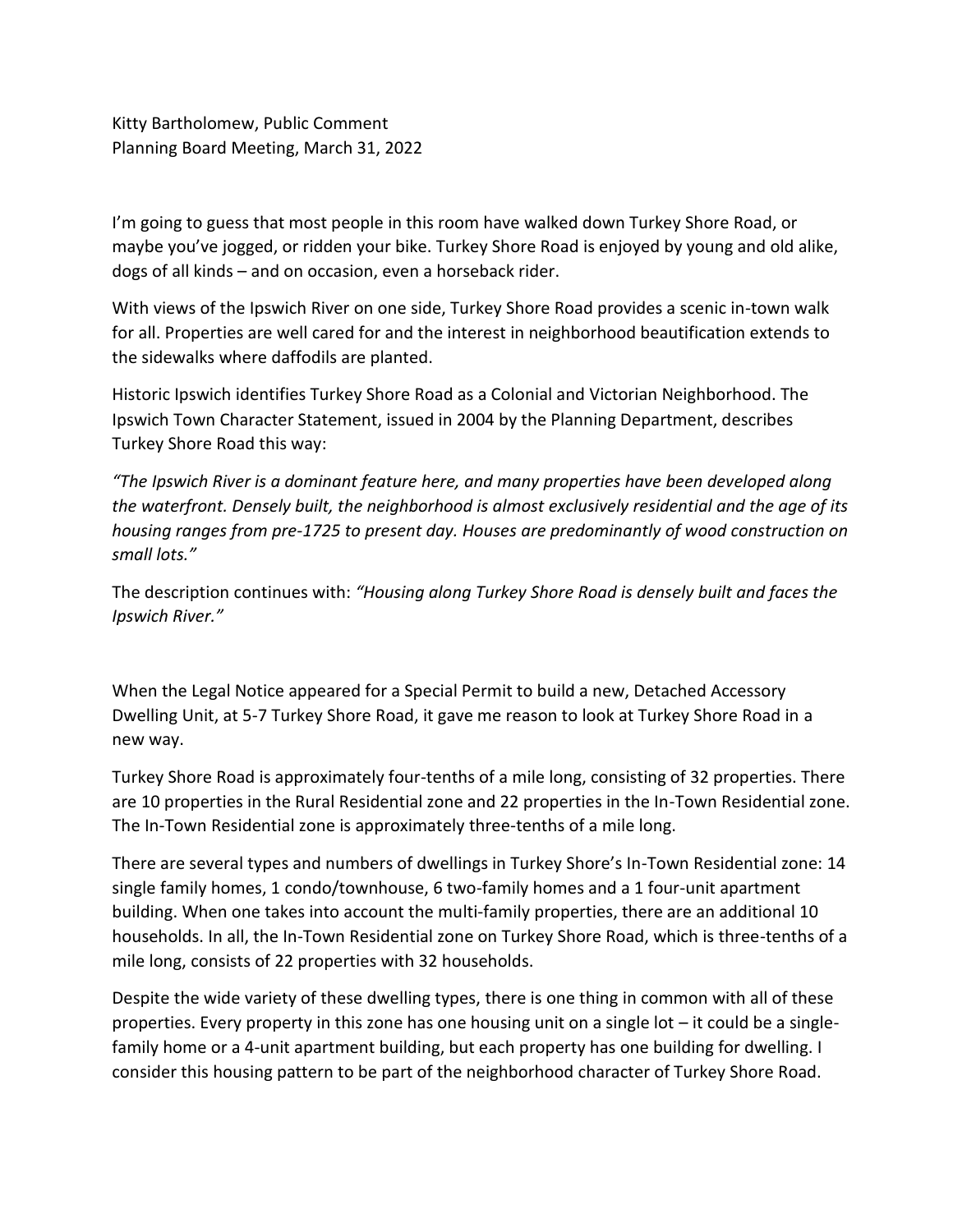Kitty Bartholomew, Public Comment
Planning Board Meeting, March 31, 2022

I'm going to guess that most people in this room have walked down Turkey Shore Road, or maybe you've jogged, or ridden your bike. Turkey Shore Road is enjoyed by young and old alike, dogs of all kinds – and on occasion, even a horseback rider.

With views of the Ipswich River on one side, Turkey Shore Road provides a scenic in-town walk for all. Properties are well cared for and the interest in neighborhood beautification extends to the sidewalks where daffodils are planted.

Historic Ipswich identifies Turkey Shore Road as a Colonial and Victorian Neighborhood. The Ipswich Town Character Statement, issued in 2004 by the Planning Department, describes Turkey Shore Road this way:

*"The Ipswich River is a dominant feature here, and many properties have been developed along the waterfront. Densely built, the neighborhood is almost exclusively residential and the age of its housing ranges from pre-1725 to present day. Houses are predominantly of wood construction on small lots."*

The description continues with: *"Housing along Turkey Shore Road is densely built and faces the Ipswich River."*

When the Legal Notice appeared for a Special Permit to build a new, Detached Accessory Dwelling Unit, at 5-7 Turkey Shore Road, it gave me reason to look at Turkey Shore Road in a new way.

Turkey Shore Road is approximately four-tenths of a mile long, consisting of 32 properties. There are 10 properties in the Rural Residential zone and 22 properties in the In-Town Residential zone. The In-Town Residential zone is approximately three-tenths of a mile long.

There are several types and numbers of dwellings in Turkey Shore's In-Town Residential zone: 14 single family homes, 1 condo/townhouse, 6 two-family homes and a 1 four-unit apartment building. When one takes into account the multi-family properties, there are an additional 10 households. In all, the In-Town Residential zone on Turkey Shore Road, which is three-tenths of a mile long, consists of 22 properties with 32 households.

Despite the wide variety of these dwelling types, there is one thing in common with all of these properties. Every property in this zone has one housing unit on a single lot – it could be a single-family home or a 4-unit apartment building, but each property has one building for dwelling. I consider this housing pattern to be part of the neighborhood character of Turkey Shore Road.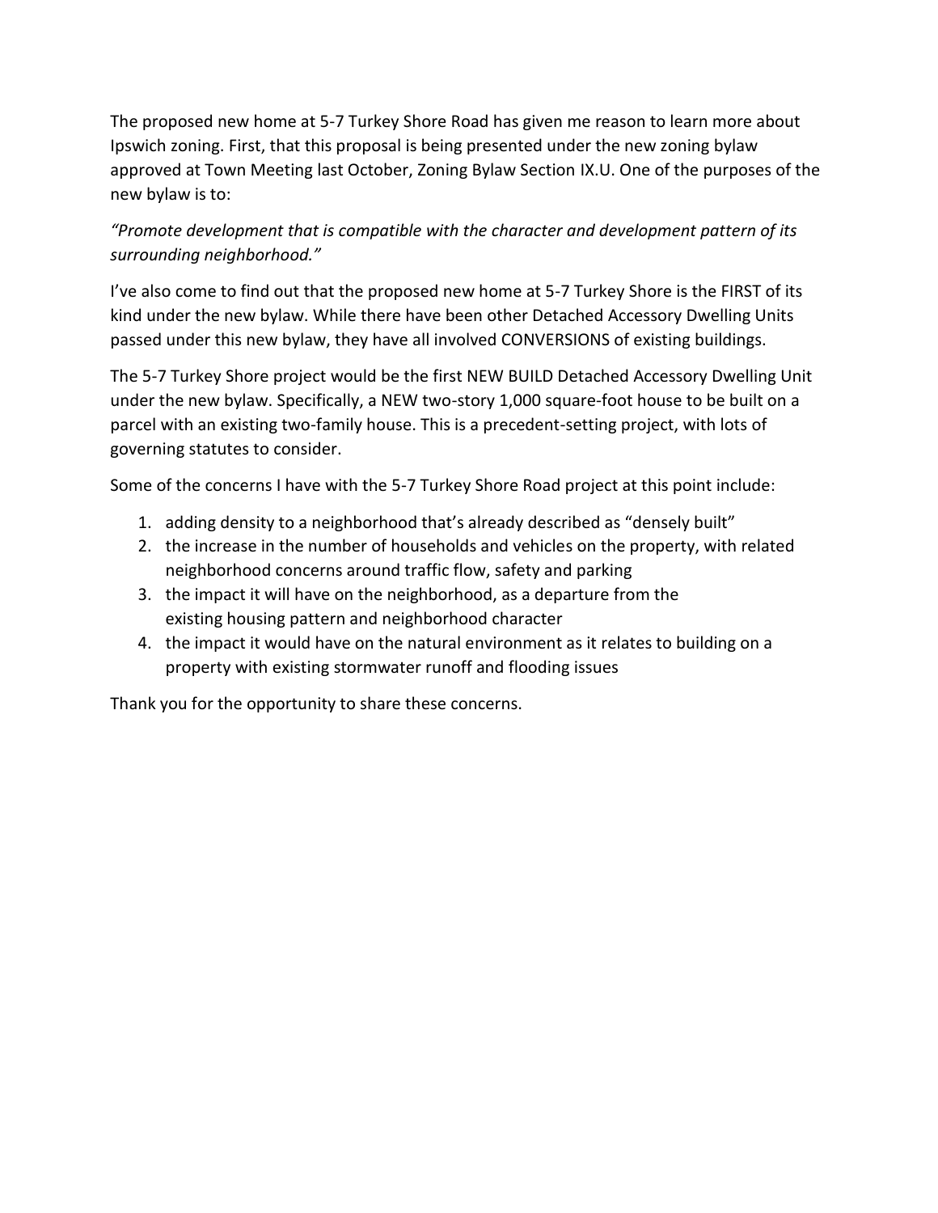The proposed new home at 5-7 Turkey Shore Road has given me reason to learn more about Ipswich zoning. First, that this proposal is being presented under the new zoning bylaw approved at Town Meeting last October, Zoning Bylaw Section IX.U. One of the purposes of the new bylaw is to:

*"Promote development that is compatible with the character and development pattern of its surrounding neighborhood."*

I've also come to find out that the proposed new home at 5-7 Turkey Shore is the FIRST of its kind under the new bylaw. While there have been other Detached Accessory Dwelling Units passed under this new bylaw, they have all involved CONVERSIONS of existing buildings.

The 5-7 Turkey Shore project would be the first NEW BUILD Detached Accessory Dwelling Unit under the new bylaw. Specifically, a NEW two-story 1,000 square-foot house to be built on a parcel with an existing two-family house. This is a precedent-setting project, with lots of governing statutes to consider.

Some of the concerns I have with the 5-7 Turkey Shore Road project at this point include:

1. adding density to a neighborhood that's already described as "densely built"
2. the increase in the number of households and vehicles on the property, with related neighborhood concerns around traffic flow, safety and parking
3. the impact it will have on the neighborhood, as a departure from the existing housing pattern and neighborhood character
4. the impact it would have on the natural environment as it relates to building on a property with existing stormwater runoff and flooding issues

Thank you for the opportunity to share these concerns.